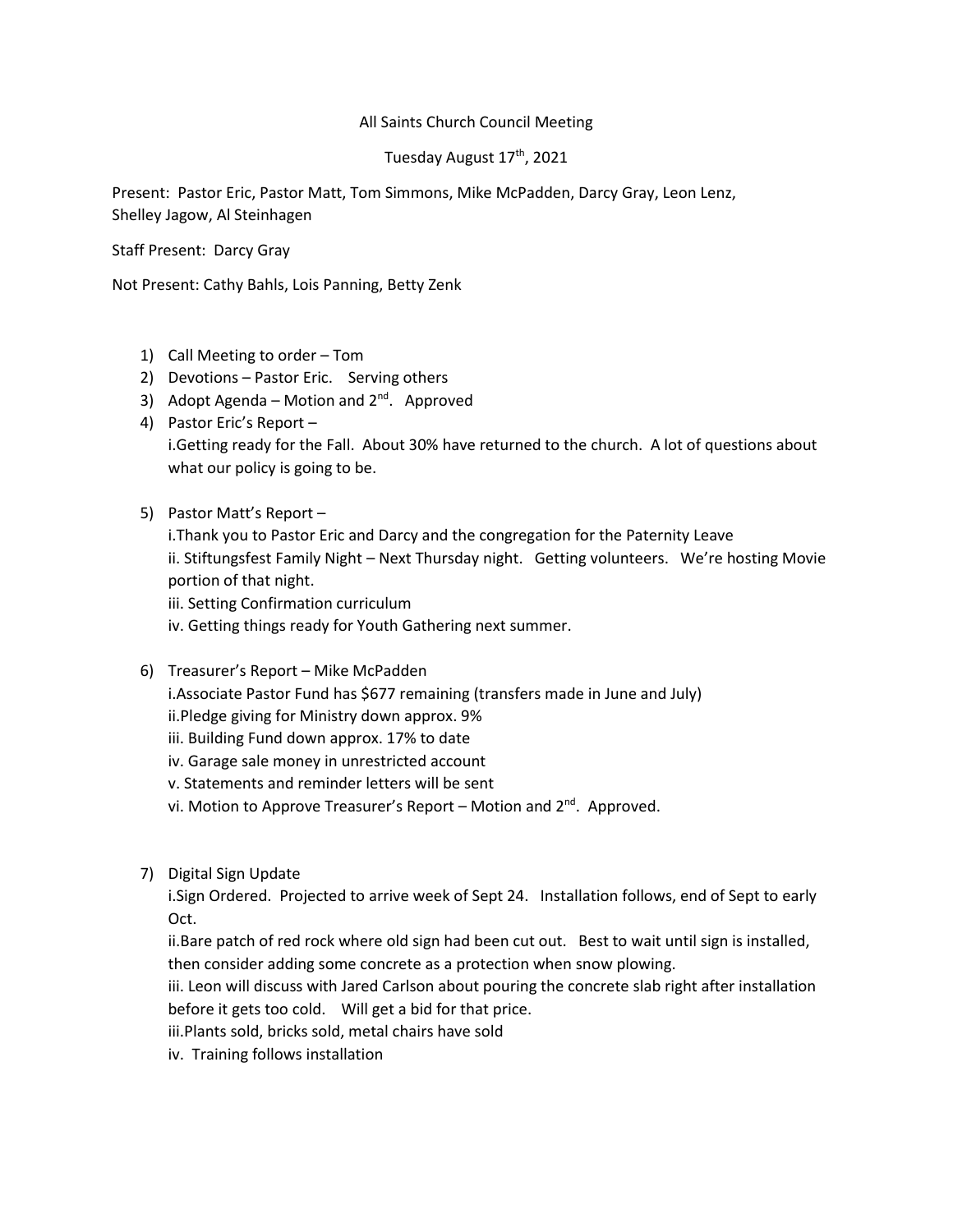All Saints Church Council Meeting

Tuesday August 17th, 2021

Present: Pastor Eric, Pastor Matt, Tom Simmons, Mike McPadden, Darcy Gray, Leon Lenz, Shelley Jagow, Al Steinhagen

Staff Present: Darcy Gray

Not Present: Cathy Bahls, Lois Panning, Betty Zenk

1) Call Meeting to order – Tom
2) Devotions – Pastor Eric. Serving others
3) Adopt Agenda – Motion and 2nd. Approved
4) Pastor Eric's Report –
   i.Getting ready for the Fall. About 30% have returned to the church. A lot of questions about what our policy is going to be.
5) Pastor Matt's Report –
   i.Thank you to Pastor Eric and Darcy and the congregation for the Paternity Leave
   ii. Stiftungsfest Family Night – Next Thursday night. Getting volunteers. We're hosting Movie portion of that night.
   iii. Setting Confirmation curriculum
   iv. Getting things ready for Youth Gathering next summer.
6) Treasurer's Report – Mike McPadden
   i.Associate Pastor Fund has $677 remaining (transfers made in June and July)
   ii.Pledge giving for Ministry down approx. 9%
   iii. Building Fund down approx. 17% to date
   iv. Garage sale money in unrestricted account
   v. Statements and reminder letters will be sent
   vi. Motion to Approve Treasurer's Report – Motion and 2nd. Approved.
7) Digital Sign Update
   i.Sign Ordered. Projected to arrive week of Sept 24. Installation follows, end of Sept to early Oct.
   ii.Bare patch of red rock where old sign had been cut out. Best to wait until sign is installed, then consider adding some concrete as a protection when snow plowing.
   iii. Leon will discuss with Jared Carlson about pouring the concrete slab right after installation before it gets too cold. Will get a bid for that price.
   iii.Plants sold, bricks sold, metal chairs have sold
   iv. Training follows installation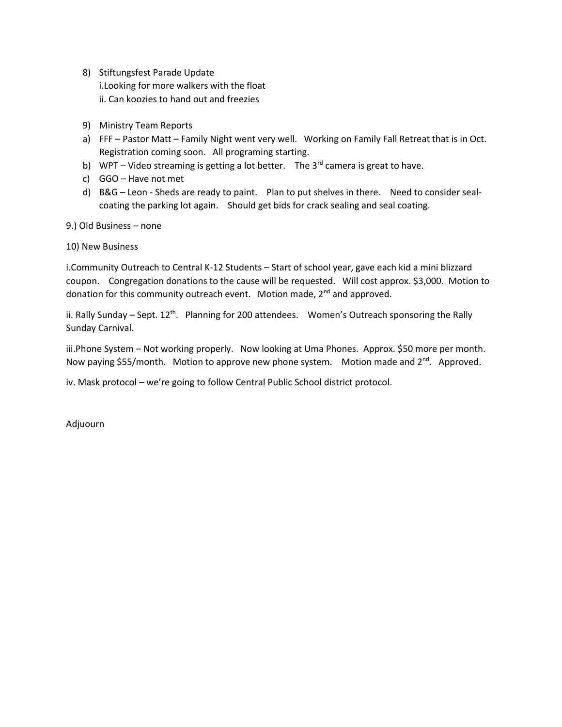8) Stiftungsfest Parade Update
   i.Looking for more walkers with the float
   ii. Can koozies to hand out and freezies

9) Ministry Team Reports

a) FFF – Pastor Matt – Family Night went very well. Working on Family Fall Retreat that is in Oct. Registration coming soon. All programing starting.
b) WPT – Video streaming is getting a lot better. The 3rd camera is great to have.
c) GGO – Have not met
d) B&G – Leon - Sheds are ready to paint. Plan to put shelves in there. Need to consider seal-coating the parking lot again. Should get bids for crack sealing and seal coating.

9.) Old Business – none

10) New Business

i.Community Outreach to Central K-12 Students – Start of school year, gave each kid a mini blizzard coupon. Congregation donations to the cause will be requested. Will cost approx. $3,000. Motion to donation for this community outreach event. Motion made, 2nd and approved.

ii. Rally Sunday – Sept. 12th. Planning for 200 attendees. Women's Outreach sponsoring the Rally Sunday Carnival.

iii.Phone System – Not working properly. Now looking at Uma Phones. Approx. $50 more per month. Now paying $55/month. Motion to approve new phone system. Motion made and 2nd. Approved.

iv. Mask protocol – we're going to follow Central Public School district protocol.

Adjuourn